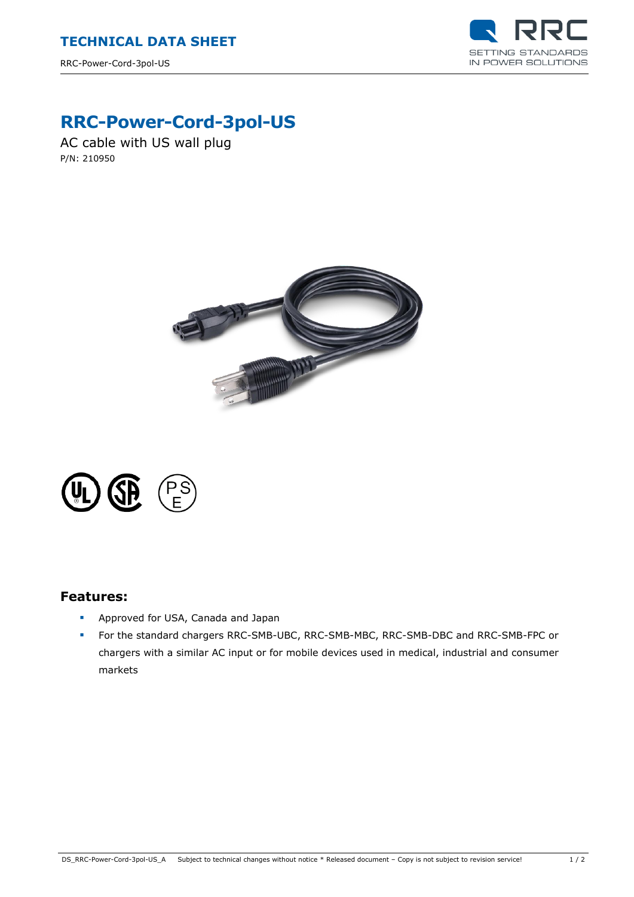# RRC-Power-Cord-3pol-US

AC cable with US wall plug

P/N: 210950

## Features:

- Approved for USA, Canada and Japan
- For the standard chargers RRC-SMB-UBC, RRC-SMB-MBC, RRC-SMB-DBC and RRC-SMB-FPC or chargers with a similar AC input or for mobile devices used in medical, industrial and consumer markets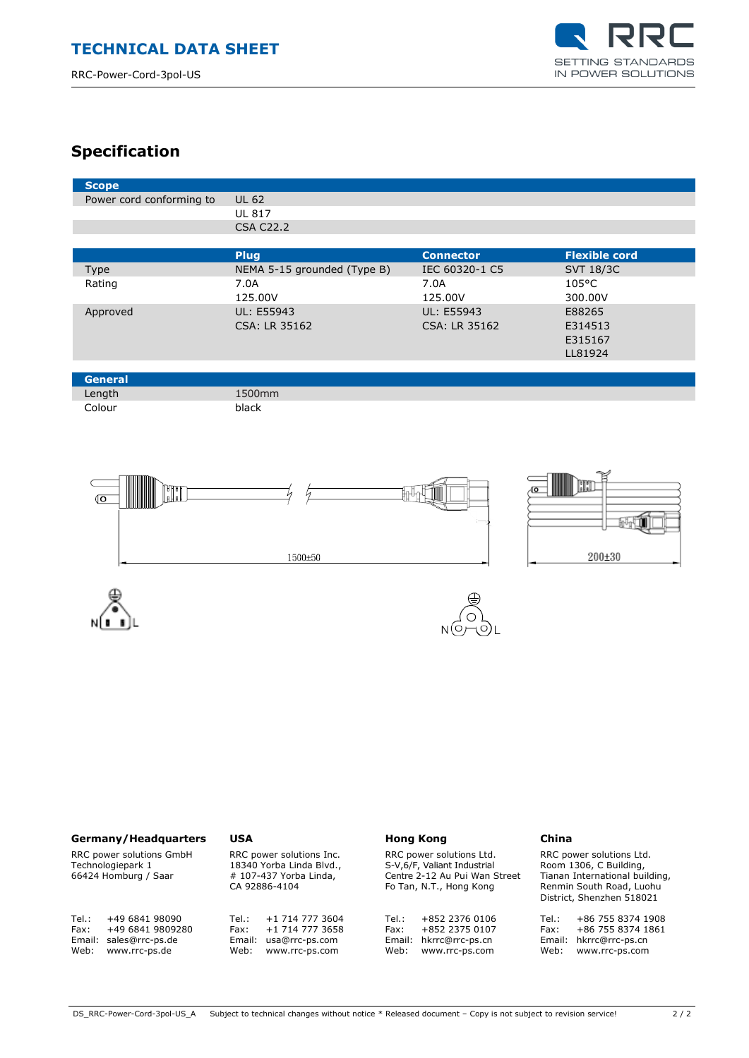## Specification

| Scope | | |
|---|---|---|
| Power cord conforming to | UL 62 | |
| | UL 817 | |
| | CSA C22.2 | |

| | Plug | Connector | Flexible cord |
|---|---|---|---|
| Type | NEMA 5-15 grounded (Type B) | IEC 60320-1 C5 | SVT 18/3C |
| Rating | 7.0A | 7.0A | 105°C |
| | 125.00V | 125.00V | 300.00V |
| Approved | UL: E55943 | UL: E55943 | E88265 |
| | CSA: LR 35162 | CSA: LR 35162 | E314513 |
| | | | E315167 |
| | | | LL81924 |

| General | |
|---|---|
| Length | 1500mm |
| Colour | black |

1500±50

200±30

N L

N L

**Germany/Headquarters**

RRC power solutions GmbH
Technologiepark 1
66424 Homburg / Saar

Tel.: +49 6841 98090
Fax: +49 6841 9809280
Email: sales@rrc-ps.de
Web: www.rrc-ps.de

**USA**

RRC power solutions Inc.
18340 Yorba Linda Blvd.,
# 107-437 Yorba Linda,
CA 92886-4104

Tel.: +1 714 777 3604
Fax: +1 714 777 3658
Email: usa@rrc-ps.com
Web: www.rrc-ps.com

**Hong Kong**

RRC power solutions Ltd.
S-V,6/F, Valiant Industrial
Centre 2-12 Au Pui Wan Street
Fo Tan, N.T., Hong Kong

Tel.: +852 2376 0106
Fax: +852 2375 0107
Email: hkrrc@rrc-ps.cn
Web: www.rrc-ps.com

**China**

RRC power solutions Ltd.
Room 1306, C Building,
Tianan International building,
Renmin South Road, Luohu
District, Shenzhen 518021

Tel.: +86 755 8374 1908
Fax: +86 755 8374 1861
Email: hkrrc@rrc-ps.cn
Web: www.rrc-ps.com